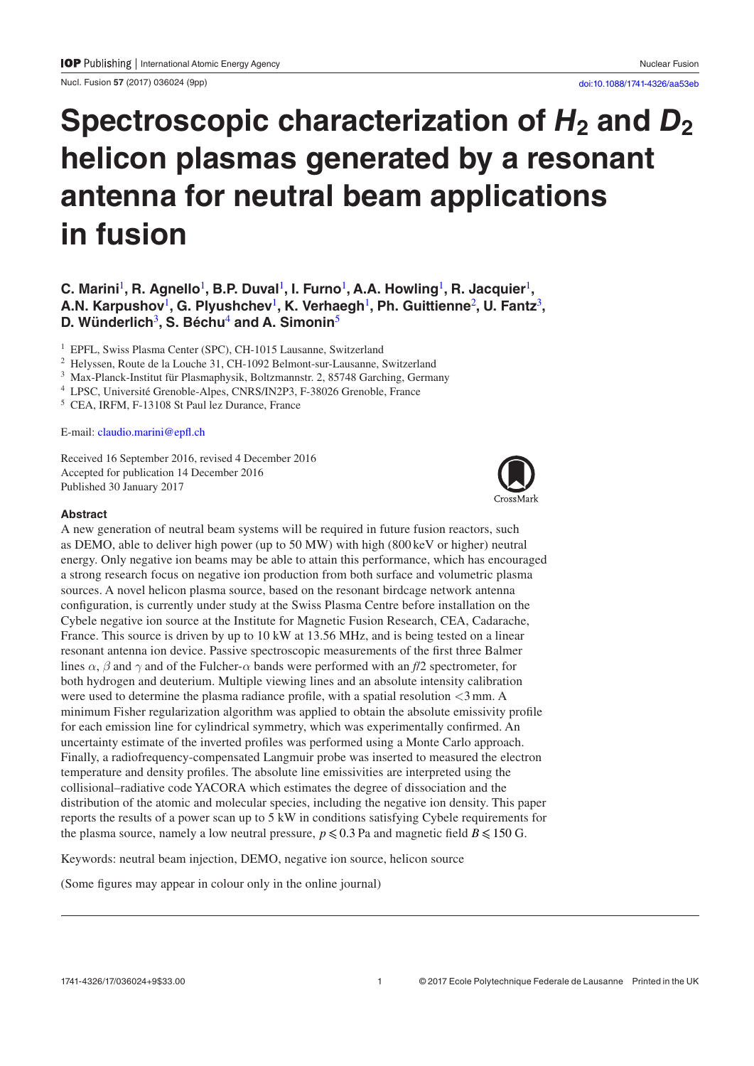# Spectroscopic characterization of $H_2$ and $D_2$ helicon plasmas generated by a resonant antenna for neutral beam applications in fusion

**C. Marini[1], R. Agnello[1], B.P. Duval[1], I. Furno[1], A.A. Howling[1], R. Jacquier[1], A.N. Karpushov[1], G. Plyushchev[1], K. Verhaegh[1], Ph. Guittienne[2], U. Fantz[3], D. Wünderlich[3], S. Béchu[4] and A. Simonin[5]**

[1] EPFL, Swiss Plasma Center (SPC), CH-1015 Lausanne, Switzerland

[2] Helyssen, Route de la Louche 31, CH-1092 Belmont-sur-Lausanne, Switzerland

[3] Max-Planck-Institut für Plasmaphysik, Boltzmannstr. 2, 85748 Garching, Germany

[4] LPSC, Université Grenoble-Alpes, CNRS/IN2P3, F-38026 Grenoble, France

[5] CEA, IRFM, F-13108 St Paul lez Durance, France

E-mail: claudio.marini@epfl.ch

Received 16 September 2016, revised 4 December 2016
Accepted for publication 14 December 2016
Published 30 January 2017

### Abstract

A new generation of neutral beam systems will be required in future fusion reactors, such as DEMO, able to deliver high power (up to 50 MW) with high (800 keV or higher) neutral energy. Only negative ion beams may be able to attain this performance, which has encouraged a strong research focus on negative ion production from both surface and volumetric plasma sources. A novel helicon plasma source, based on the resonant birdcage network antenna configuration, is currently under study at the Swiss Plasma Centre before installation on the Cybele negative ion source at the Institute for Magnetic Fusion Research, CEA, Cadarache, France. This source is driven by up to 10 kW at 13.56 MHz, and is being tested on a linear resonant antenna ion device. Passive spectroscopic measurements of the first three Balmer lines $\alpha$, $\beta$ and $\gamma$ and of the Fulcher-$\alpha$ bands were performed with an *f*/2 spectrometer, for both hydrogen and deuterium. Multiple viewing lines and an absolute intensity calibration were used to determine the plasma radiance profile, with a spatial resolution $<3$ mm. A minimum Fisher regularization algorithm was applied to obtain the absolute emissivity profile for each emission line for cylindrical symmetry, which was experimentally confirmed. An uncertainty estimate of the inverted profiles was performed using a Monte Carlo approach. Finally, a radiofrequency-compensated Langmuir probe was inserted to measured the electron temperature and density profiles. The absolute line emissivities are interpreted using the collisional–radiative code YACORA which estimates the degree of dissociation and the distribution of the atomic and molecular species, including the negative ion density. This paper reports the results of a power scan up to 5 kW in conditions satisfying Cybele requirements for the plasma source, namely a low neutral pressure, $p \leqslant 0.3$ Pa and magnetic field $B \leqslant 150$ G.

Keywords: neutral beam injection, DEMO, negative ion source, helicon source

(Some figures may appear in colour only in the online journal)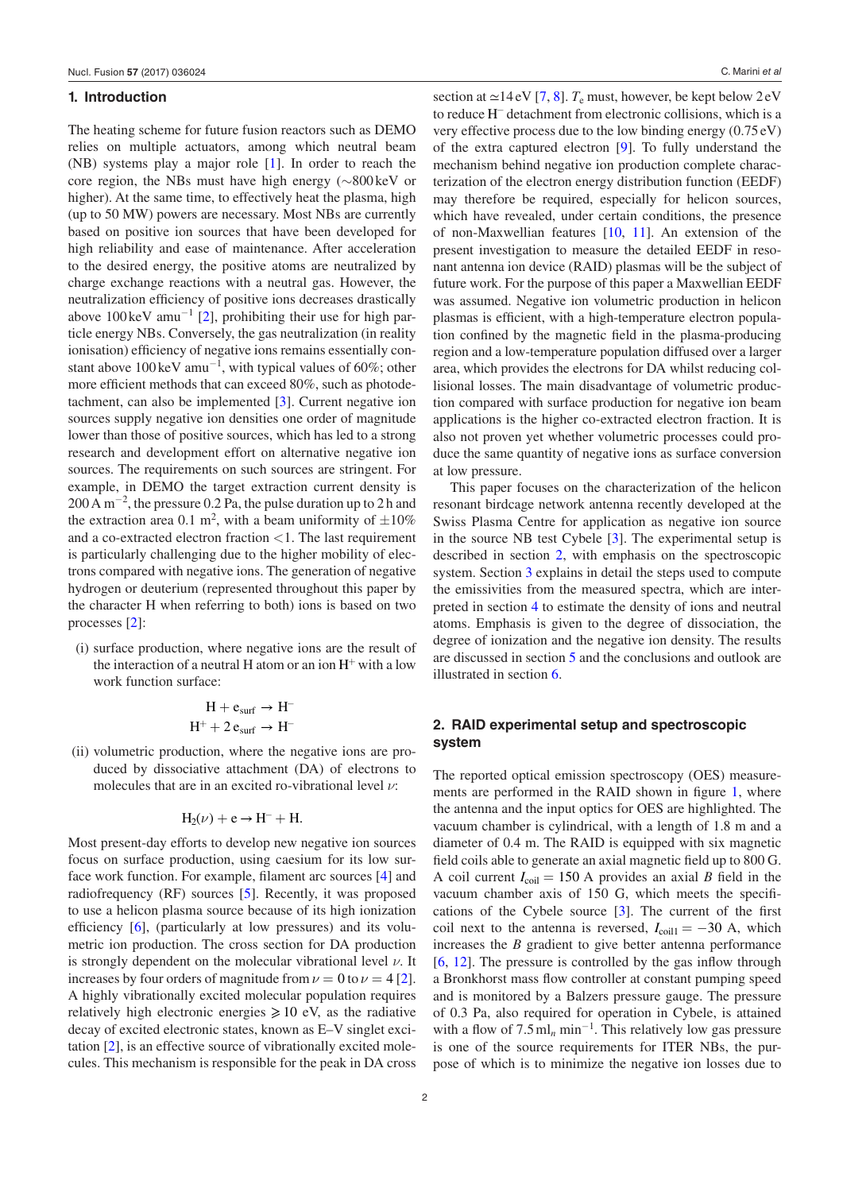## 1. Introduction

The heating scheme for future fusion reactors such as DEMO relies on multiple actuators, among which neutral beam (NB) systems play a major role [1]. In order to reach the core region, the NBs must have high energy (∼800 keV or higher). At the same time, to effectively heat the plasma, high (up to 50 MW) powers are necessary. Most NBs are currently based on positive ion sources that have been developed for high reliability and ease of maintenance. After acceleration to the desired energy, the positive atoms are neutralized by charge exchange reactions with a neutral gas. However, the neutralization efficiency of positive ions decreases drastically above 100 keV amu$^{-1}$ [2], prohibiting their use for high particle energy NBs. Conversely, the gas neutralization (in reality ionisation) efficiency of negative ions remains essentially constant above 100 keV amu$^{-1}$, with typical values of 60%; other more efficient methods that can exceed 80%, such as photodetachment, can also be implemented [3]. Current negative ion sources supply negative ion densities one order of magnitude lower than those of positive sources, which has led to a strong research and development effort on alternative negative ion sources. The requirements on such sources are stringent. For example, in DEMO the target extraction current density is 200 A m$^{-2}$, the pressure 0.2 Pa, the pulse duration up to 2 h and the extraction area 0.1 m$^2$, with a beam uniformity of ±10% and a co-extracted electron fraction <1. The last requirement is particularly challenging due to the higher mobility of electrons compared with negative ions. The generation of negative hydrogen or deuterium (represented throughout this paper by the character H when referring to both) ions is based on two processes [2]:

(i) surface production, where negative ions are the result of the interaction of a neutral H atom or an ion $H^+$ with a low work function surface:

$$\mathrm{H} + \mathrm{e}_{\mathrm{surf}} \rightarrow \mathrm{H}^-$$
$$\mathrm{H}^+ + 2\,\mathrm{e}_{\mathrm{surf}} \rightarrow \mathrm{H}^-$$

(ii) volumetric production, where the negative ions are produced by dissociative attachment (DA) of electrons to molecules that are in an excited ro-vibrational level $\nu$:

$$\mathrm{H}_2(\nu) + \mathrm{e} \rightarrow \mathrm{H}^- + \mathrm{H}.$$

Most present-day efforts to develop new negative ion sources focus on surface production, using caesium for its low surface work function. For example, filament arc sources [4] and radiofrequency (RF) sources [5]. Recently, it was proposed to use a helicon plasma source because of its high ionization efficiency [6], (particularly at low pressures) and its volumetric ion production. The cross section for DA production is strongly dependent on the molecular vibrational level $\nu$. It increases by four orders of magnitude from $\nu = 0$ to $\nu = 4$ [2]. A highly vibrationally excited molecular population requires relatively high electronic energies ⩾10 eV, as the radiative decay of excited electronic states, known as E–V singlet excitation [2], is an effective source of vibrationally excited molecules. This mechanism is responsible for the peak in DA cross section at ≃14 eV [7, 8]. $T_e$ must, however, be kept below 2 eV to reduce $H^-$ detachment from electronic collisions, which is a very effective process due to the low binding energy (0.75 eV) of the extra captured electron [9]. To fully understand the mechanism behind negative ion production complete characterization of the electron energy distribution function (EEDF) may therefore be required, especially for helicon sources, which have revealed, under certain conditions, the presence of non-Maxwellian features [10, 11]. An extension of the present investigation to measure the detailed EEDF in resonant antenna ion device (RAID) plasmas will be the subject of future work. For the purpose of this paper a Maxwellian EEDF was assumed. Negative ion volumetric production in helicon plasmas is efficient, with a high-temperature electron population confined by the magnetic field in the plasma-producing region and a low-temperature population diffused over a larger area, which provides the electrons for DA whilst reducing collisional losses. The main disadvantage of volumetric production compared with surface production for negative ion beam applications is the higher co-extracted electron fraction. It is also not proven yet whether volumetric processes could produce the same quantity of negative ions as surface conversion at low pressure.

This paper focuses on the characterization of the helicon resonant birdcage network antenna recently developed at the Swiss Plasma Centre for application as negative ion source in the source NB test Cybele [3]. The experimental setup is described in section 2, with emphasis on the spectroscopic system. Section 3 explains in detail the steps used to compute the emissivities from the measured spectra, which are interpreted in section 4 to estimate the density of ions and neutral atoms. Emphasis is given to the degree of dissociation, the degree of ionization and the negative ion density. The results are discussed in section 5 and the conclusions and outlook are illustrated in section 6.

## 2. RAID experimental setup and spectroscopic system

The reported optical emission spectroscopy (OES) measurements are performed in the RAID shown in figure 1, where the antenna and the input optics for OES are highlighted. The vacuum chamber is cylindrical, with a length of 1.8 m and a diameter of 0.4 m. The RAID is equipped with six magnetic field coils able to generate an axial magnetic field up to 800 G. A coil current $I_{\mathrm{coil}} = 150$ A provides an axial $B$ field in the vacuum chamber axis of 150 G, which meets the specifications of the Cybele source [3]. The current of the first coil next to the antenna is reversed, $I_{\mathrm{coil1}} = -30$ A, which increases the $B$ gradient to give better antenna performance [6, 12]. The pressure is controlled by the gas inflow through a Bronkhorst mass flow controller at constant pumping speed and is monitored by a Balzers pressure gauge. The pressure of 0.3 Pa, also required for operation in Cybele, is attained with a flow of 7.5 ml$_n$ min$^{-1}$. This relatively low gas pressure is one of the source requirements for ITER NBs, the purpose of which is to minimize the negative ion losses due to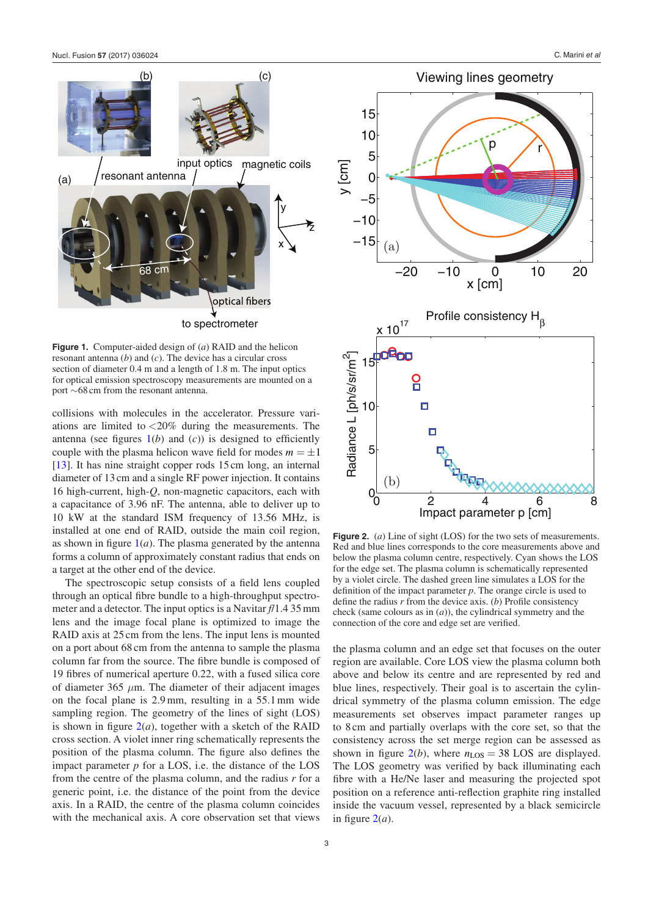**Figure 1.** Computer-aided design of (*a*) RAID and the helicon resonant antenna (*b*) and (*c*). The device has a circular cross section of diameter 0.4 m and a length of 1.8 m. The input optics for optical emission spectroscopy measurements are mounted on a port ~68 cm from the resonant antenna.

collisions with molecules in the accelerator. Pressure variations are limited to <20% during the measurements. The antenna (see figures 1(*b*) and (*c*)) is designed to efficiently couple with the plasma helicon wave field for modes $m = \pm 1$ [13]. It has nine straight copper rods 15 cm long, an internal diameter of 13 cm and a single RF power injection. It contains 16 high-current, high-*Q*, non-magnetic capacitors, each with a capacitance of 3.96 nF. The antenna, able to deliver up to 10 kW at the standard ISM frequency of 13.56 MHz, is installed at one end of RAID, outside the main coil region, as shown in figure 1(*a*). The plasma generated by the antenna forms a column of approximately constant radius that ends on a target at the other end of the device.

The spectroscopic setup consists of a field lens coupled through an optical fibre bundle to a high-throughput spectrometer and a detector. The input optics is a Navitar *f*/1.4 35 mm lens and the image focal plane is optimized to image the RAID axis at 25 cm from the lens. The input lens is mounted on a port about 68 cm from the antenna to sample the plasma column far from the source. The fibre bundle is composed of 19 fibres of numerical aperture 0.22, with a fused silica core of diameter 365 $\mu$m. The diameter of their adjacent images on the focal plane is 2.9 mm, resulting in a 55.1 mm wide sampling region. The geometry of the lines of sight (LOS) is shown in figure 2(*a*), together with a sketch of the RAID cross section. A violet inner ring schematically represents the position of the plasma column. The figure also defines the impact parameter *p* for a LOS, i.e. the distance of the LOS from the centre of the plasma column, and the radius *r* for a generic point, i.e. the distance of the point from the device axis. In a RAID, the centre of the plasma column coincides with the mechanical axis. A core observation set that views the plasma column and an edge set that focuses on the outer region are available. Core LOS view the plasma column both above and below its centre and are represented by red and blue lines, respectively. Their goal is to ascertain the cylindrical symmetry of the plasma column emission. The edge measurements set observes impact parameter ranges up to 8 cm and partially overlaps with the core set, so that the consistency across the set merge region can be assessed as shown in figure 2(*b*), where $n_{\text{LOS}} = 38$ LOS are displayed. The LOS geometry was verified by back illuminating each fibre with a He/Ne laser and measuring the projected spot position on a reference anti-reflection graphite ring installed inside the vacuum vessel, represented by a black semicircle in figure 2(*a*).

**Figure 2.** (*a*) Line of sight (LOS) for the two sets of measurements. Red and blue lines corresponds to the core measurements above and below the plasma column centre, respectively. Cyan shows the LOS for the edge set. The plasma column is schematically represented by a violet circle. The dashed green line simulates a LOS for the definition of the impact parameter *p*. The orange circle is used to define the radius *r* from the device axis. (*b*) Profile consistency check (same colours as in (*a*)), the cylindrical symmetry and the connection of the core and edge set are verified.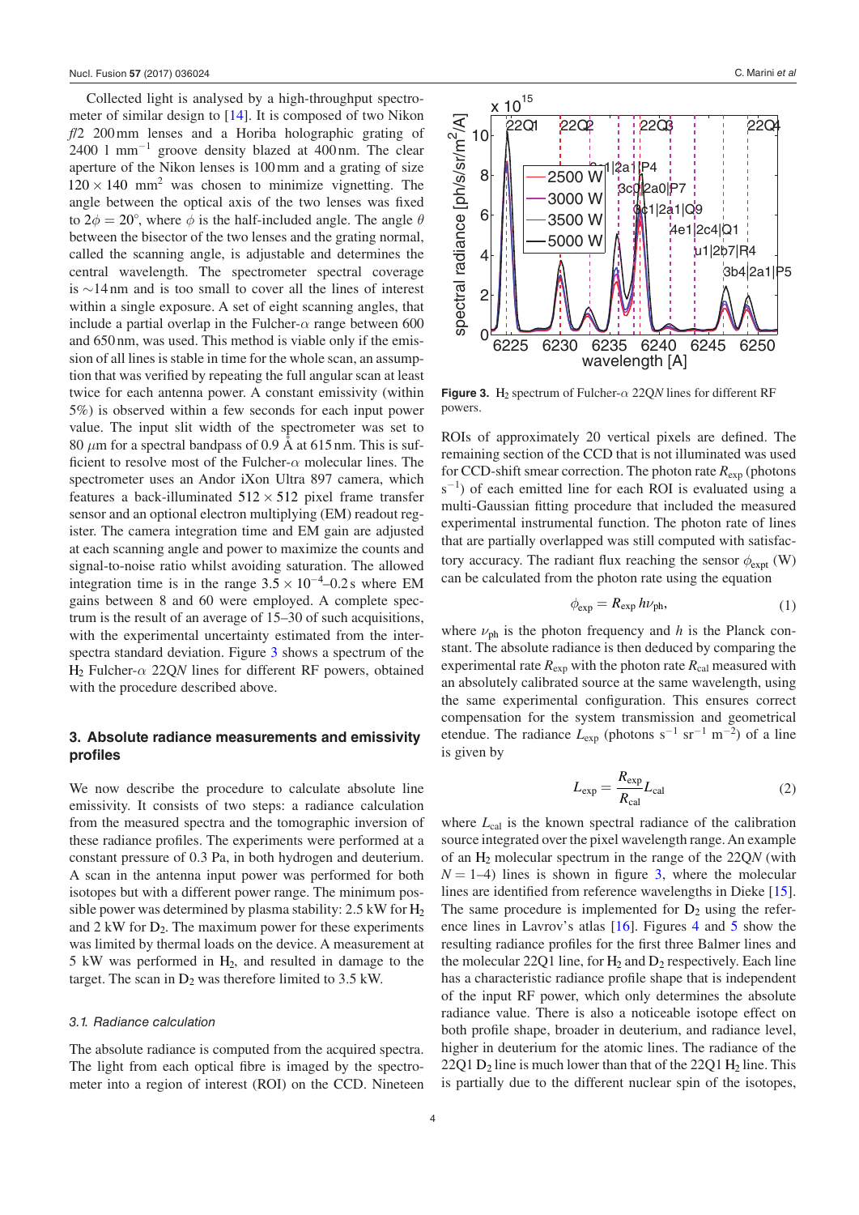Collected light is analysed by a high-throughput spectrometer of similar design to [14]. It is composed of two Nikon *f*/2 200 mm lenses and a Horiba holographic grating of 2400 l mm$^{-1}$ groove density blazed at 400 nm. The clear aperture of the Nikon lenses is 100 mm and a grating of size $120 \times 140$ mm$^2$ was chosen to minimize vignetting. The angle between the optical axis of the two lenses was fixed to $2\phi = 20°$, where $\phi$ is the half-included angle. The angle $\theta$ between the bisector of the two lenses and the grating normal, called the scanning angle, is adjustable and determines the central wavelength. The spectrometer spectral coverage is ∼14 nm and is too small to cover all the lines of interest within a single exposure. A set of eight scanning angles, that include a partial overlap in the Fulcher-$\alpha$ range between 600 and 650 nm, was used. This method is viable only if the emission of all lines is stable in time for the whole scan, an assumption that was verified by repeating the full angular scan at least twice for each antenna power. A constant emissivity (within 5%) is observed within a few seconds for each input power value. The input slit width of the spectrometer was set to 80 $\mu$m for a spectral bandpass of 0.9 Å at 615 nm. This is sufficient to resolve most of the Fulcher-$\alpha$ molecular lines. The spectrometer uses an Andor iXon Ultra 897 camera, which features a back-illuminated $512 \times 512$ pixel frame transfer sensor and an optional electron multiplying (EM) readout register. The camera integration time and EM gain are adjusted at each scanning angle and power to maximize the counts and signal-to-noise ratio whilst avoiding saturation. The allowed integration time is in the range $3.5 \times 10^{-4}$–0.2 s where EM gains between 8 and 60 were employed. A complete spectrum is the result of an average of 15–30 of such acquisitions, with the experimental uncertainty estimated from the inter-spectra standard deviation. Figure 3 shows a spectrum of the $H_2$ Fulcher-$\alpha$ 22Q$N$ lines for different RF powers, obtained with the procedure described above.

**Figure 3.** $H_2$ spectrum of Fulcher-$\alpha$ 22Q$N$ lines for different RF powers.

## 3. Absolute radiance measurements and emissivity profiles

We now describe the procedure to calculate absolute line emissivity. It consists of two steps: a radiance calculation from the measured spectra and the tomographic inversion of these radiance profiles. The experiments were performed at a constant pressure of 0.3 Pa, in both hydrogen and deuterium. A scan in the antenna input power was performed for both isotopes but with a different power range. The minimum possible power was determined by plasma stability: 2.5 kW for $H_2$ and 2 kW for $D_2$. The maximum power for these experiments was limited by thermal loads on the device. A measurement at 5 kW was performed in $H_2$, and resulted in damage to the target. The scan in $D_2$ was therefore limited to 3.5 kW.

### 3.1. Radiance calculation

The absolute radiance is computed from the acquired spectra. The light from each optical fibre is imaged by the spectrometer into a region of interest (ROI) on the CCD. Nineteen ROIs of approximately 20 vertical pixels are defined. The remaining section of the CCD that is not illuminated was used for CCD-shift smear correction. The photon rate $R_{\text{exp}}$ (photons s$^{-1}$) of each emitted line for each ROI is evaluated using a multi-Gaussian fitting procedure that included the measured experimental instrumental function. The photon rate of lines that are partially overlapped was still computed with satisfactory accuracy. The radiant flux reaching the sensor $\phi_{\text{expt}}$ (W) can be calculated from the photon rate using the equation

$$\phi_{\text{exp}} = R_{\text{exp}}\, h\nu_{\text{ph}}, \tag{1}$$

where $\nu_{\text{ph}}$ is the photon frequency and $h$ is the Planck constant. The absolute radiance is then deduced by comparing the experimental rate $R_{\text{exp}}$ with the photon rate $R_{\text{cal}}$ measured with an absolutely calibrated source at the same wavelength, using the same experimental configuration. This ensures correct compensation for the system transmission and geometrical etendue. The radiance $L_{\text{exp}}$ (photons s$^{-1}$ sr$^{-1}$ m$^{-2}$) of a line is given by

$$L_{\text{exp}} = \frac{R_{\text{exp}}}{R_{\text{cal}}} L_{\text{cal}} \tag{2}$$

where $L_{\text{cal}}$ is the known spectral radiance of the calibration source integrated over the pixel wavelength range. An example of an $H_2$ molecular spectrum in the range of the 22Q$N$ (with $N = 1$–4) lines is shown in figure 3, where the molecular lines are identified from reference wavelengths in Dieke [15]. The same procedure is implemented for $D_2$ using the reference lines in Lavrov's atlas [16]. Figures 4 and 5 show the resulting radiance profiles for the first three Balmer lines and the molecular 22Q1 line, for $H_2$ and $D_2$ respectively. Each line has a characteristic radiance profile shape that is independent of the input RF power, which only determines the absolute radiance value. There is also a noticeable isotope effect on both profile shape, broader in deuterium, and radiance level, higher in deuterium for the atomic lines. The radiance of the 22Q1 $D_2$ line is much lower than that of the 22Q1 $H_2$ line. This is partially due to the different nuclear spin of the isotopes,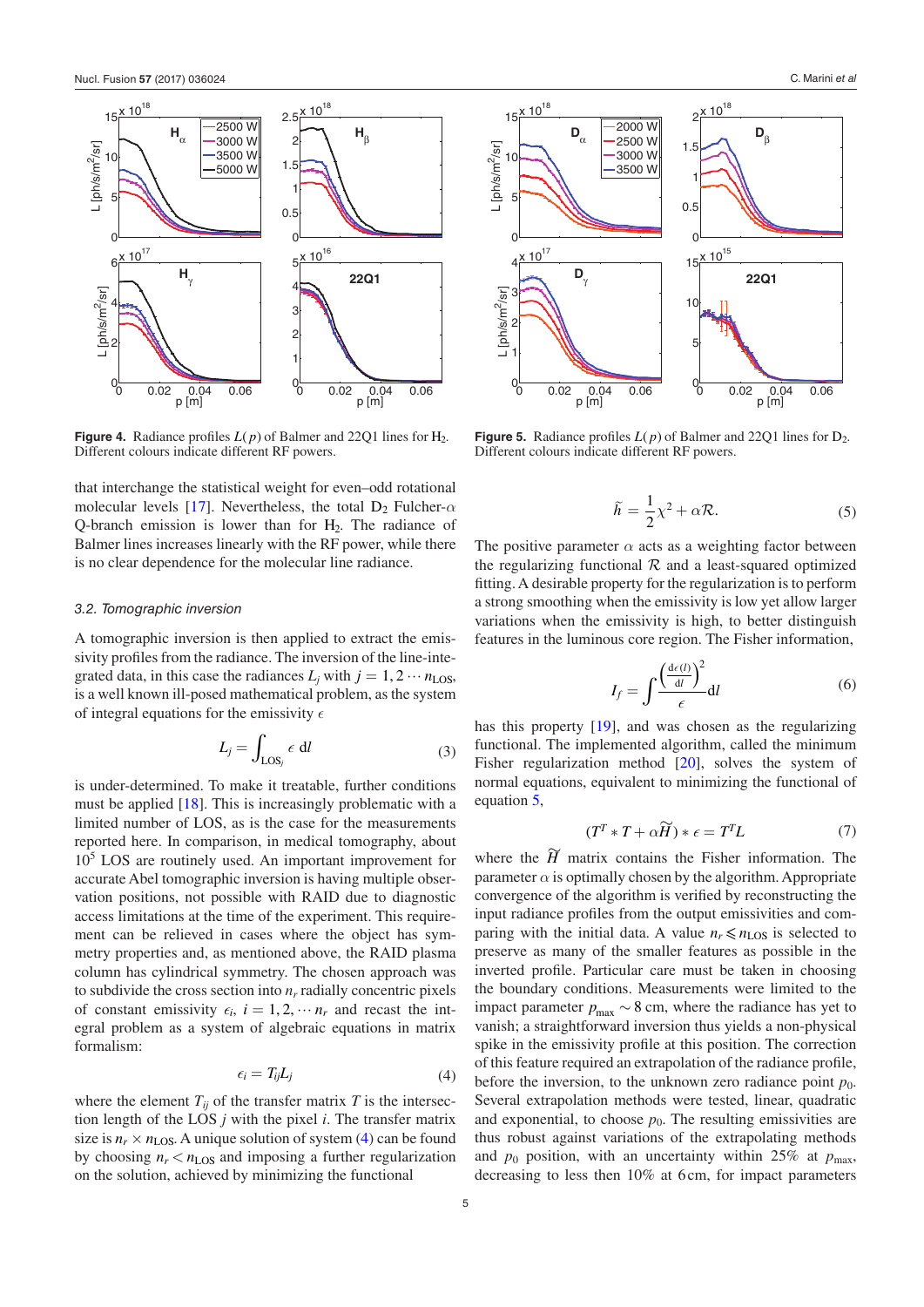**Figure 4.** Radiance profiles $L(p)$ of Balmer and 22Q1 lines for $H_2$. Different colours indicate different RF powers.

**Figure 5.** Radiance profiles $L(p)$ of Balmer and 22Q1 lines for $D_2$. Different colours indicate different RF powers.

that interchange the statistical weight for even–odd rotational molecular levels [17]. Nevertheless, the total $D_2$ Fulcher-$\alpha$ Q-branch emission is lower than for $H_2$. The radiance of Balmer lines increases linearly with the RF power, while there is no clear dependence for the molecular line radiance.

### 3.2. Tomographic inversion

A tomographic inversion is then applied to extract the emissivity profiles from the radiance. The inversion of the line-integrated data, in this case the radiances $L_j$ with $j = 1, 2 \cdots n_{\text{LOS}}$, is a well known ill-posed mathematical problem, as the system of integral equations for the emissivity $\epsilon$

$$L_j = \int_{\text{LOS}_j} \epsilon \, \text{d}l \tag{3}$$

is under-determined. To make it treatable, further conditions must be applied [18]. This is increasingly problematic with a limited number of LOS, as is the case for the measurements reported here. In comparison, in medical tomography, about $10^5$ LOS are routinely used. An important improvement for accurate Abel tomographic inversion is having multiple observation positions, not possible with RAID due to diagnostic access limitations at the time of the experiment. This requirement can be relieved in cases where the object has symmetry properties and, as mentioned above, the RAID plasma column has cylindrical symmetry. The chosen approach was to subdivide the cross section into $n_r$ radially concentric pixels of constant emissivity $\epsilon_i$, $i = 1, 2, \cdots n_r$ and recast the integral problem as a system of algebraic equations in matrix formalism:

$$\epsilon_i = T_{ij} L_j \tag{4}$$

where the element $T_{ij}$ of the transfer matrix $T$ is the intersection length of the LOS $j$ with the pixel $i$. The transfer matrix size is $n_r \times n_{\text{LOS}}$. A unique solution of system (4) can be found by choosing $n_r < n_{\text{LOS}}$ and imposing a further regularization on the solution, achieved by minimizing the functional

$$\widetilde{h} = \frac{1}{2}\chi^2 + \alpha \mathcal{R}. \tag{5}$$

The positive parameter $\alpha$ acts as a weighting factor between the regularizing functional $\mathcal{R}$ and a least-squared optimized fitting. A desirable property for the regularization is to perform a strong smoothing when the emissivity is low yet allow larger variations when the emissivity is high, to better distinguish features in the luminous core region. The Fisher information,

$$I_f = \int \frac{\left(\frac{\text{d}\epsilon(l)}{\text{d}l}\right)^2}{\epsilon} \text{d}l \tag{6}$$

has this property [19], and was chosen as the regularizing functional. The implemented algorithm, called the minimum Fisher regularization method [20], solves the system of normal equations, equivalent to minimizing the functional of equation 5,

$$(T^T * T + \alpha \widetilde{H}) * \epsilon = T^T L \tag{7}$$

where the $\widetilde{H}$ matrix contains the Fisher information. The parameter $\alpha$ is optimally chosen by the algorithm. Appropriate convergence of the algorithm is verified by reconstructing the input radiance profiles from the output emissivities and comparing with the initial data. A value $n_r \leqslant n_{\text{LOS}}$ is selected to preserve as many of the smaller features as possible in the inverted profile. Particular care must be taken in choosing the boundary conditions. Measurements were limited to the impact parameter $p_{\max} \sim 8$ cm, where the radiance has yet to vanish; a straightforward inversion thus yields a non-physical spike in the emissivity profile at this position. The correction of this feature required an extrapolation of the radiance profile, before the inversion, to the unknown zero radiance point $p_0$. Several extrapolation methods were tested, linear, quadratic and exponential, to choose $p_0$. The resulting emissivities are thus robust against variations of the extrapolating methods and $p_0$ position, with an uncertainty within 25% at $p_{\max}$, decreasing to less then 10% at 6 cm, for impact parameters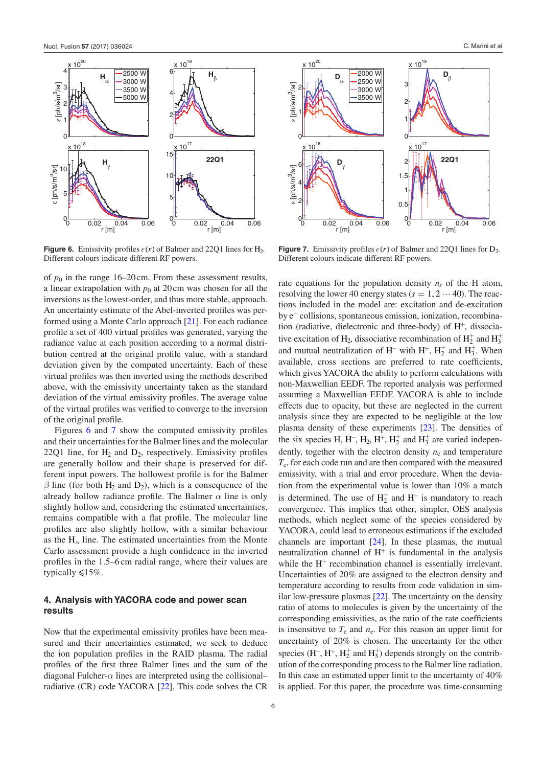**Figure 6.** Emissivity profiles $\epsilon(r)$ of Balmer and 22Q1 lines for $H_2$. Different colours indicate different RF powers.

**Figure 7.** Emissivity profiles $\epsilon(r)$ of Balmer and 22Q1 lines for $D_2$. Different colours indicate different RF powers.

of $p_0$ in the range 16–20 cm. From these assessment results, a linear extrapolation with $p_0$ at 20 cm was chosen for all the inversions as the lowest-order, and thus more stable, approach. An uncertainty estimate of the Abel-inverted profiles was performed using a Monte Carlo approach [21]. For each radiance profile a set of 400 virtual profiles was generated, varying the radiance value at each position according to a normal distribution centred at the original profile value, with a standard deviation given by the computed uncertainty. Each of these virtual profiles was then inverted using the methods described above, with the emissivity uncertainty taken as the standard deviation of the virtual emissivity profiles. The average value of the virtual profiles was verified to converge to the inversion of the original profile.

Figures 6 and 7 show the computed emissivity profiles and their uncertainties for the Balmer lines and the molecular 22Q1 line, for $H_2$ and $D_2$, respectively. Emissivity profiles are generally hollow and their shape is preserved for different input powers. The hollowest profile is for the Balmer $\beta$ line (for both $H_2$ and $D_2$), which is a consequence of the already hollow radiance profile. The Balmer $\alpha$ line is only slightly hollow and, considering the estimated uncertainties, remains compatible with a flat profile. The molecular line profiles are also slightly hollow, with a similar behaviour as the $H_\alpha$ line. The estimated uncertainties from the Monte Carlo assessment provide a high confidence in the inverted profiles in the 1.5–6 cm radial range, where their values are typically $\leqslant$15%.

## 4. Analysis with YACORA code and power scan results

Now that the experimental emissivity profiles have been measured and their uncertainties estimated, we seek to deduce the ion population profiles in the RAID plasma. The radial profiles of the first three Balmer lines and the sum of the diagonal Fulcher-$\alpha$ lines are interpreted using the collisional–radiative (CR) code YACORA [22]. This code solves the CR rate equations for the population density $n_s$ of the H atom, resolving the lower 40 energy states ($s = 1, 2 \cdots 40$). The reactions included in the model are: excitation and de-excitation by $e^-$ collisions, spontaneous emission, ionization, recombination (radiative, dielectronic and three-body) of $H^+$, dissociative excitation of $H_2$, dissociative recombination of $H_2^+$ and $H_3^+$ and mutual neutralization of $H^-$ with $H^+$, $H_2^+$ and $H_3^+$. When available, cross sections are preferred to rate coefficients, which gives YACORA the ability to perform calculations with non-Maxwellian EEDF. The reported analysis was performed assuming a Maxwellian EEDF. YACORA is able to include effects due to opacity, but these are neglected in the current analysis since they are expected to be negligible at the low plasma density of these experiments [23]. The densities of the six species H, $H^-$, $H_2$, $H^+$, $H_2^+$ and $H_3^+$ are varied independently, together with the electron density $n_e$ and temperature $T_e$, for each code run and are then compared with the measured emissivity, with a trial and error procedure. When the deviation from the experimental value is lower than 10% a match is determined. The use of $H_2^+$ and $H^-$ is mandatory to reach convergence. This implies that other, simpler, OES analysis methods, which neglect some of the species considered by YACORA, could lead to erroneous estimations if the excluded channels are important [24]. In these plasmas, the mutual neutralization channel of $H^+$ is fundamental in the analysis while the $H^+$ recombination channel is essentially irrelevant. Uncertainties of 20% are assigned to the electron density and temperature according to results from code validation in similar low-pressure plasmas [22]. The uncertainty on the density ratio of atoms to molecules is given by the uncertainty of the corresponding emissivities, as the ratio of the rate coefficients is insensitive to $T_e$ and $n_e$. For this reason an upper limit for uncertainty of 20% is chosen. The uncertainty for the other species ($H^-$, $H^+$, $H_2^+$ and $H_3^+$) depends strongly on the contribution of the corresponding process to the Balmer line radiation. In this case an estimated upper limit to the uncertainty of 40% is applied. For this paper, the procedure was time-consuming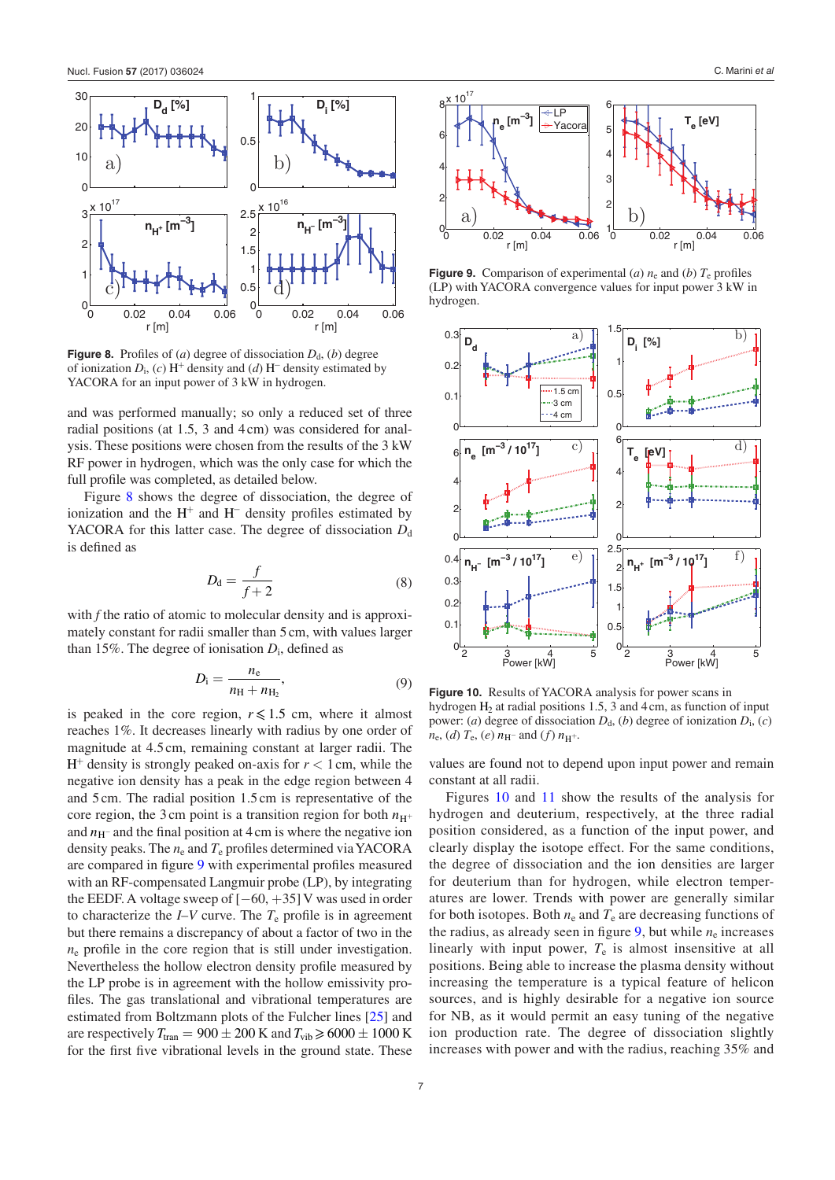**Figure 8.** Profiles of (*a*) degree of dissociation $D_d$, (*b*) degree of ionization $D_i$, (*c*) $H^+$ density and (*d*) $H^-$ density estimated by YACORA for an input power of 3 kW in hydrogen.

and was performed manually; so only a reduced set of three radial positions (at 1.5, 3 and 4 cm) was considered for analysis. These positions were chosen from the results of the 3 kW RF power in hydrogen, which was the only case for which the full profile was completed, as detailed below.

Figure 8 shows the degree of dissociation, the degree of ionization and the $H^+$ and $H^-$ density profiles estimated by YACORA for this latter case. The degree of dissociation $D_d$ is defined as

$$D_d = \frac{f}{f+2} \tag{8}$$

with $f$ the ratio of atomic to molecular density and is approximately constant for radii smaller than 5 cm, with values larger than 15%. The degree of ionisation $D_i$, defined as

$$D_i = \frac{n_e}{n_H + n_{H_2}}, \tag{9}$$

is peaked in the core region, $r \leqslant 1.5$ cm, where it almost reaches 1%. It decreases linearly with radius by one order of magnitude at 4.5 cm, remaining constant at larger radii. The $H^+$ density is strongly peaked on-axis for $r < 1$ cm, while the negative ion density has a peak in the edge region between 4 and 5 cm. The radial position 1.5 cm is representative of the core region, the 3 cm point is a transition region for both $n_{H^+}$ and $n_{H^-}$ and the final position at 4 cm is where the negative ion density peaks. The $n_e$ and $T_e$ profiles determined via YACORA are compared in figure 9 with experimental profiles measured with an RF-compensated Langmuir probe (LP), by integrating the EEDF. A voltage sweep of $[-60, +35]$ V was used in order to characterize the *I–V* curve. The $T_e$ profile is in agreement but there remains a discrepancy of about a factor of two in the $n_e$ profile in the core region that is still under investigation. Nevertheless the hollow electron density profile measured by the LP probe is in agreement with the hollow emissivity profiles. The gas translational and vibrational temperatures are estimated from Boltzmann plots of the Fulcher lines [25] and are respectively $T_{\text{tran}} = 900 \pm 200$ K and $T_{\text{vib}} \geqslant 6000 \pm 1000$ K for the first five vibrational levels in the ground state. These

**Figure 9.** Comparison of experimental (*a*) $n_e$ and (*b*) $T_e$ profiles (LP) with YACORA convergence values for input power 3 kW in hydrogen.

**Figure 10.** Results of YACORA analysis for power scans in hydrogen $H_2$ at radial positions 1.5, 3 and 4 cm, as function of input power: (*a*) degree of dissociation $D_d$, (*b*) degree of ionization $D_i$, (*c*) $n_e$, (*d*) $T_e$, (*e*) $n_{H^-}$ and (*f*) $n_{H^+}$.

values are found not to depend upon input power and remain constant at all radii.

Figures 10 and 11 show the results of the analysis for hydrogen and deuterium, respectively, at the three radial position considered, as a function of the input power, and clearly display the isotope effect. For the same conditions, the degree of dissociation and the ion densities are larger for deuterium than for hydrogen, while electron temperatures are lower. Trends with power are generally similar for both isotopes. Both $n_e$ and $T_e$ are decreasing functions of the radius, as already seen in figure 9, but while $n_e$ increases linearly with input power, $T_e$ is almost insensitive at all positions. Being able to increase the plasma density without increasing the temperature is a typical feature of helicon sources, and is highly desirable for a negative ion source for NB, as it would permit an easy tuning of the negative ion production rate. The degree of dissociation slightly increases with power and with the radius, reaching 35% and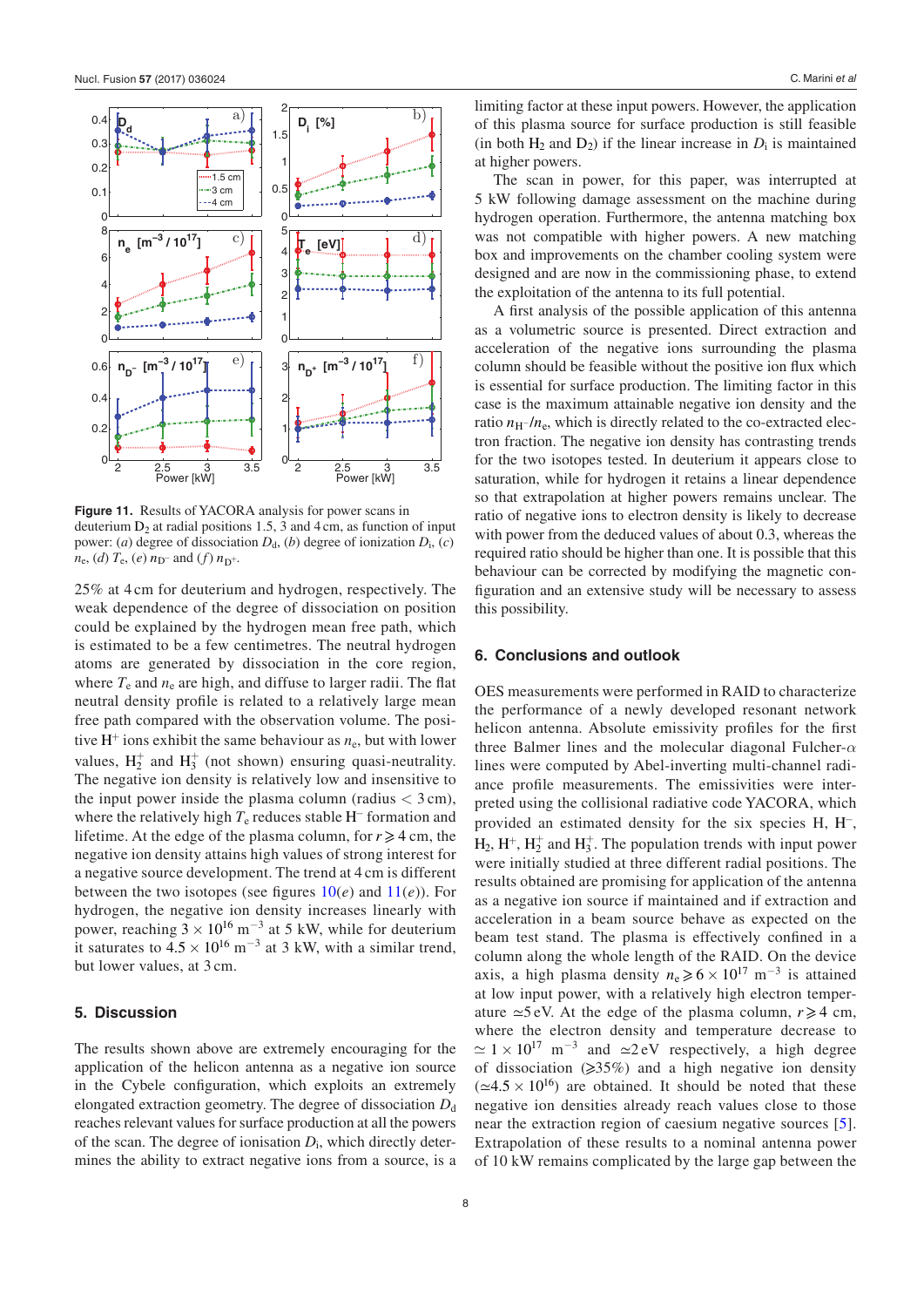Figure 11. Results of YACORA analysis for power scans in deuterium $D_2$ at radial positions 1.5, 3 and 4 cm, as function of input power: (*a*) degree of dissociation $D_d$, (*b*) degree of ionization $D_i$, (*c*) $n_e$, (*d*) $T_e$, (*e*) $n_{D^-}$ and (*f*) $n_{D^+}$.

25% at 4 cm for deuterium and hydrogen, respectively. The weak dependence of the degree of dissociation on position could be explained by the hydrogen mean free path, which is estimated to be a few centimetres. The neutral hydrogen atoms are generated by dissociation in the core region, where $T_e$ and $n_e$ are high, and diffuse to larger radii. The flat neutral density profile is related to a relatively large mean free path compared with the observation volume. The positive $H^+$ ions exhibit the same behaviour as $n_e$, but with lower values, $H_2^+$ and $H_3^+$ (not shown) ensuring quasi-neutrality. The negative ion density is relatively low and insensitive to the input power inside the plasma column (radius < 3 cm), where the relatively high $T_e$ reduces stable $H^-$ formation and lifetime. At the edge of the plasma column, for $r \geqslant 4$ cm, the negative ion density attains high values of strong interest for a negative source development. The trend at 4 cm is different between the two isotopes (see figures 10(*e*) and 11(*e*)). For hydrogen, the negative ion density increases linearly with power, reaching $3 \times 10^{16}$ m$^{-3}$ at 5 kW, while for deuterium it saturates to $4.5 \times 10^{16}$ m$^{-3}$ at 3 kW, with a similar trend, but lower values, at 3 cm.

## 5. Discussion

The results shown above are extremely encouraging for the application of the helicon antenna as a negative ion source in the Cybele configuration, which exploits an extremely elongated extraction geometry. The degree of dissociation $D_d$ reaches relevant values for surface production at all the powers of the scan. The degree of ionisation $D_i$, which directly determines the ability to extract negative ions from a source, is a limiting factor at these input powers. However, the application of this plasma source for surface production is still feasible (in both $H_2$ and $D_2$) if the linear increase in $D_i$ is maintained at higher powers.

The scan in power, for this paper, was interrupted at 5 kW following damage assessment on the machine during hydrogen operation. Furthermore, the antenna matching box was not compatible with higher powers. A new matching box and improvements on the chamber cooling system were designed and are now in the commissioning phase, to extend the exploitation of the antenna to its full potential.

A first analysis of the possible application of this antenna as a volumetric source is presented. Direct extraction and acceleration of the negative ions surrounding the plasma column should be feasible without the positive ion flux which is essential for surface production. The limiting factor in this case is the maximum attainable negative ion density and the ratio $n_{H^-}/n_e$, which is directly related to the co-extracted electron fraction. The negative ion density has contrasting trends for the two isotopes tested. In deuterium it appears close to saturation, while for hydrogen it retains a linear dependence so that extrapolation at higher powers remains unclear. The ratio of negative ions to electron density is likely to decrease with power from the deduced values of about 0.3, whereas the required ratio should be higher than one. It is possible that this behaviour can be corrected by modifying the magnetic configuration and an extensive study will be necessary to assess this possibility.

## 6. Conclusions and outlook

OES measurements were performed in RAID to characterize the performance of a newly developed resonant network helicon antenna. Absolute emissivity profiles for the first three Balmer lines and the molecular diagonal Fulcher-$\alpha$ lines were computed by Abel-inverting multi-channel radiance profile measurements. The emissivities were interpreted using the collisional radiative code YACORA, which provided an estimated density for the six species H, $H^-$, $H_2$, $H^+$, $H_2^+$ and $H_3^+$. The population trends with input power were initially studied at three different radial positions. The results obtained are promising for application of the antenna as a negative ion source if maintained and if extraction and acceleration in a beam source behave as expected on the beam test stand. The plasma is effectively confined in a column along the whole length of the RAID. On the device axis, a high plasma density $n_e \geqslant 6 \times 10^{17}$ m$^{-3}$ is attained at low input power, with a relatively high electron temperature $\simeq$5 eV. At the edge of the plasma column, $r \geqslant 4$ cm, where the electron density and temperature decrease to $\simeq 1 \times 10^{17}$ m$^{-3}$ and $\simeq$2 eV respectively, a high degree of dissociation ($\geqslant$35%) and a high negative ion density ($\simeq 4.5 \times 10^{16}$) are obtained. It should be noted that these negative ion densities already reach values close to those near the extraction region of caesium negative sources [5]. Extrapolation of these results to a nominal antenna power of 10 kW remains complicated by the large gap between the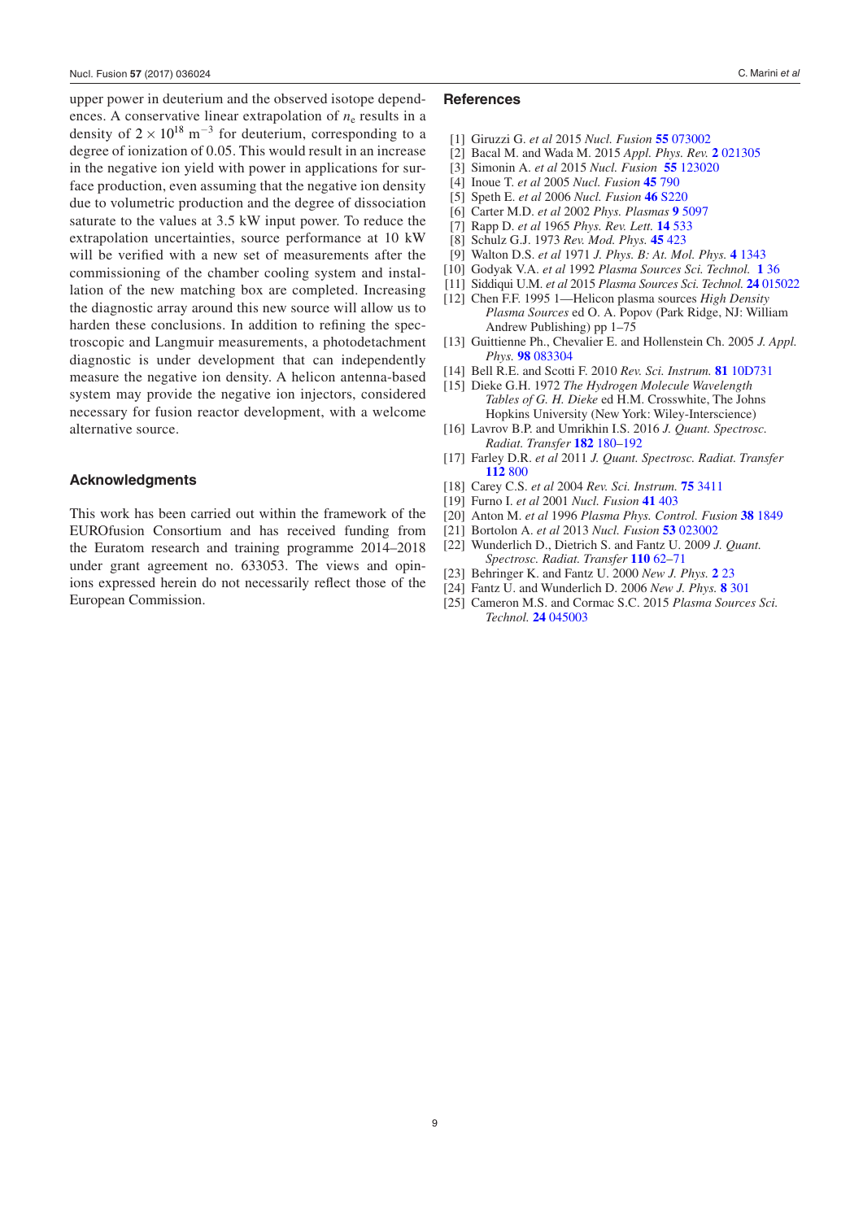upper power in deuterium and the observed isotope dependences. A conservative linear extrapolation of $n_e$ results in a density of $2 \times 10^{18}$ m$^{-3}$ for deuterium, corresponding to a degree of ionization of 0.05. This would result in an increase in the negative ion yield with power in applications for surface production, even assuming that the negative ion density due to volumetric production and the degree of dissociation saturate to the values at 3.5 kW input power. To reduce the extrapolation uncertainties, source performance at 10 kW will be verified with a new set of measurements after the commissioning of the chamber cooling system and installation of the new matching box are completed. Increasing the diagnostic array around this new source will allow us to harden these conclusions. In addition to refining the spectroscopic and Langmuir measurements, a photodetachment diagnostic is under development that can independently measure the negative ion density. A helicon antenna-based system may provide the negative ion injectors, considered necessary for fusion reactor development, with a welcome alternative source.

## Acknowledgments

This work has been carried out within the framework of the EUROfusion Consortium and has received funding from the Euratom research and training programme 2014–2018 under grant agreement no. 633053. The views and opinions expressed herein do not necessarily reflect those of the European Commission.

## References

[1] Giruzzi G. *et al* 2015 *Nucl. Fusion* **55** 073002
[2] Bacal M. and Wada M. 2015 *Appl. Phys. Rev.* **2** 021305
[3] Simonin A. *et al* 2015 *Nucl. Fusion* **55** 123020
[4] Inoue T. *et al* 2005 *Nucl. Fusion* **45** 790
[5] Speth E. *et al* 2006 *Nucl. Fusion* **46** S220
[6] Carter M.D. *et al* 2002 *Phys. Plasmas* **9** 5097
[7] Rapp D. *et al* 1965 *Phys. Rev. Lett.* **14** 533
[8] Schulz G.J. 1973 *Rev. Mod. Phys.* **45** 423
[9] Walton D.S. *et al* 1971 *J. Phys. B: At. Mol. Phys.* **4** 1343
[10] Godyak V.A. *et al* 1992 *Plasma Sources Sci. Technol.* **1** 36
[11] Siddiqui U.M. *et al* 2015 *Plasma Sources Sci. Technol.* **24** 015022
[12] Chen F.F. 1995 1—Helicon plasma sources *High Density Plasma Sources* ed O. A. Popov (Park Ridge, NJ: William Andrew Publishing) pp 1–75
[13] Guittienne Ph., Chevalier E. and Hollenstein Ch. 2005 *J. Appl. Phys.* **98** 083304
[14] Bell R.E. and Scotti F. 2010 *Rev. Sci. Instrum.* **81** 10D731
[15] Dieke G.H. 1972 *The Hydrogen Molecule Wavelength Tables of G. H. Dieke* ed H.M. Crosswhite, The Johns Hopkins University (New York: Wiley-Interscience)
[16] Lavrov B.P. and Umrikhin I.S. 2016 *J. Quant. Spectrosc. Radiat. Transfer* **182** 180–192
[17] Farley D.R. *et al* 2011 *J. Quant. Spectrosc. Radiat. Transfer* **112** 800
[18] Carey C.S. *et al* 2004 *Rev. Sci. Instrum.* **75** 3411
[19] Furno I. *et al* 2001 *Nucl. Fusion* **41** 403
[20] Anton M. *et al* 1996 *Plasma Phys. Control. Fusion* **38** 1849
[21] Bortolon A. *et al* 2013 *Nucl. Fusion* **53** 023002
[22] Wunderlich D., Dietrich S. and Fantz U. 2009 *J. Quant. Spectrosc. Radiat. Transfer* **110** 62–71
[23] Behringer K. and Fantz U. 2000 *New J. Phys.* **2** 23
[24] Fantz U. and Wunderlich D. 2006 *New J. Phys.* **8** 301
[25] Cameron M.S. and Cormac S.C. 2015 *Plasma Sources Sci. Technol.* **24** 045003